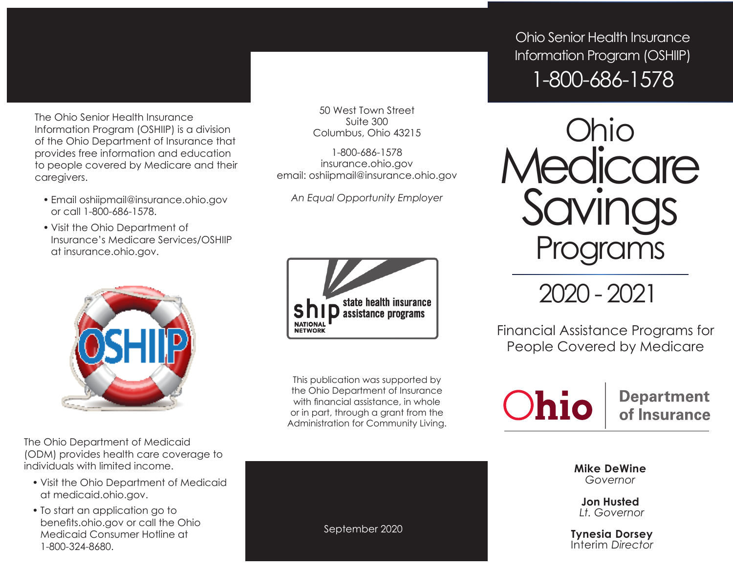The Ohio Senior Health Insurance Information Program (OSHIIP) is a division of the Ohio Department of Insurance that provides free information and education to people covered by Medicare and their caregivers.

- Email oshiipmail@insurance.ohio.gov or call 1-800-686-1578.
- Visit the Ohio Department of Insurance's Medicare Services/OSHIIP at insurance.ohio.gov.

The Ohio Department of Medicaid (ODM) provides health care coverage to individuals with limited income.

- Visit the Ohio Department of Medicaid at medicaid.ohio.gov.
- To start an application go to benefits.ohio.gov or call the Ohio Medicaid Consumer Hotline at 1-800-324-8680.

50 West Town Street
Suite 300
Columbus, Ohio 43215

1-800-686-1578
insurance.ohio.gov
email: oshiipmail@insurance.ohio.gov

*An Equal Opportunity Employer*

ship NATIONAL NETWORK — state health insurance assistance programs

This publication was supported by the Ohio Department of Insurance with financial assistance, in whole or in part, through a grant from the Administration for Community Living.

September 2020

Ohio Senior Health Insurance Information Program (OSHIIP)
1-800-686-1578

# Ohio Medicare Savings Programs

## 2020 - 2021

Financial Assistance Programs for People Covered by Medicare

Ohio Department of Insurance

**Mike DeWine**
*Governor*

**Jon Husted**
*Lt. Governor*

**Tynesia Dorsey**
Interim *Director*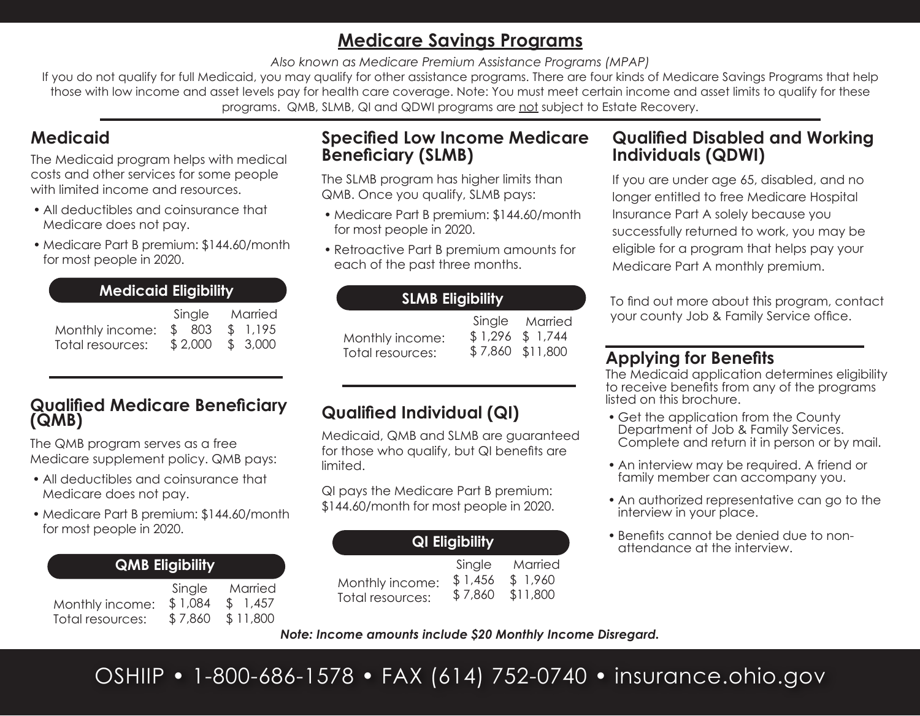# Medicare Savings Programs

*Also known as Medicare Premium Assistance Programs (MPAP)*

If you do not qualify for full Medicaid, you may qualify for other assistance programs. There are four kinds of Medicare Savings Programs that help those with low income and asset levels pay for health care coverage. Note: You must meet certain income and asset limits to qualify for these programs. QMB, SLMB, QI and QDWI programs are not subject to Estate Recovery.

## Medicaid

The Medicaid program helps with medical costs and other services for some people with limited income and resources.

- All deductibles and coinsurance that Medicare does not pay.
- Medicare Part B premium: $144.60/month for most people in 2020.

**Medicaid Eligibility**

| | Single | Married |
|---|---|---|
| Monthly income: | $ 803 | $ 1,195 |
| Total resources: | $ 2,000 | $ 3,000 |

## Qualified Medicare Beneficiary (QMB)

The QMB program serves as a free Medicare supplement policy. QMB pays:

- All deductibles and coinsurance that Medicare does not pay.
- Medicare Part B premium: $144.60/month for most people in 2020.

**QMB Eligibility**

| | Single | Married |
|---|---|---|
| Monthly income: | $ 1,084 | $ 1,457 |
| Total resources: | $ 7,860 | $ 11,800 |

## Specified Low Income Medicare Beneficiary (SLMB)

The SLMB program has higher limits than QMB. Once you qualify, SLMB pays:

- Medicare Part B premium: $144.60/month for most people in 2020.
- Retroactive Part B premium amounts for each of the past three months.

**SLMB Eligibility**

| | Single | Married |
|---|---|---|
| Monthly income: | $ 1,296 | $ 1,744 |
| Total resources: | $ 7,860 | $11,800 |

## Qualified Individual (QI)

Medicaid, QMB and SLMB are guaranteed for those who qualify, but QI benefits are limited.

QI pays the Medicare Part B premium: $144.60/month for most people in 2020.

**QI Eligibility**

| | Single | Married |
|---|---|---|
| Monthly income: | $ 1,456 | $ 1,960 |
| Total resources: | $ 7,860 | $11,800 |

## Qualified Disabled and Working Individuals (QDWI)

If you are under age 65, disabled, and no longer entitled to free Medicare Hospital Insurance Part A solely because you successfully returned to work, you may be eligible for a program that helps pay your Medicare Part A monthly premium.

To find out more about this program, contact your county Job & Family Service office.

## Applying for Benefits

The Medicaid application determines eligibility to receive benefits from any of the programs listed on this brochure.

- Get the application from the County Department of Job & Family Services. Complete and return it in person or by mail.
- An interview may be required. A friend or family member can accompany you.
- An authorized representative can go to the interview in your place.
- Benefits cannot be denied due to non-attendance at the interview.

***Note: Income amounts include $20 Monthly Income Disregard.***

OSHIIP • 1-800-686-1578 • FAX (614) 752-0740 • insurance.ohio.gov